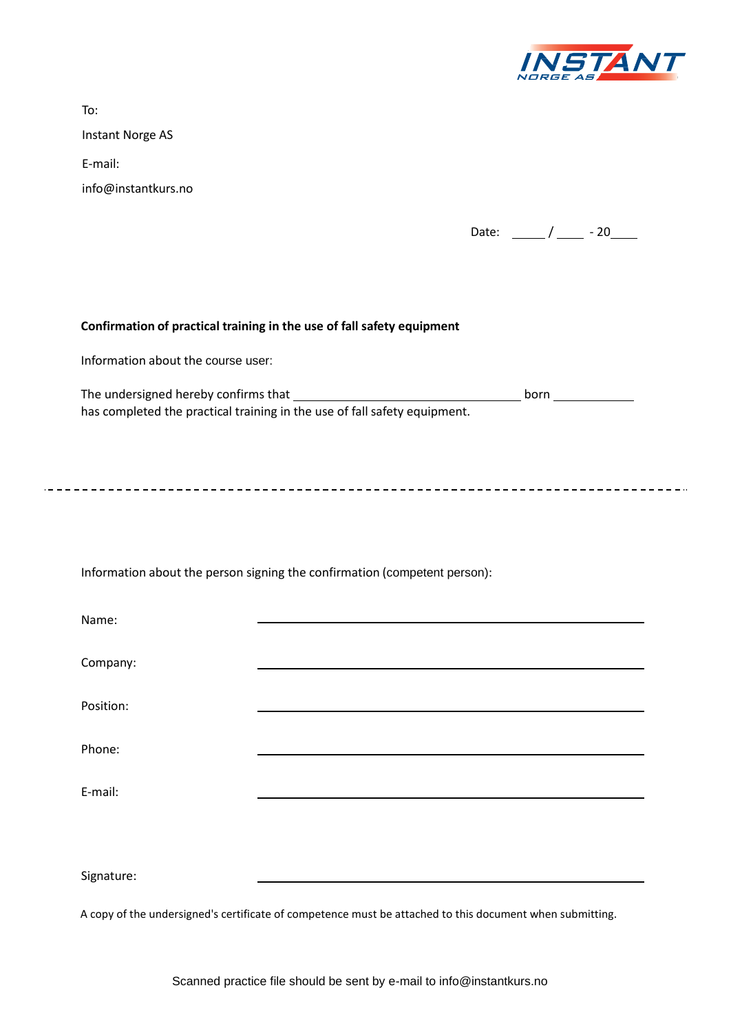To:

Instant Norge AS

E-mail:

info@instantkurs.no

Date: _____ / ____ - 20____

**Confirmation of practical training in the use of fall safety equipment**

Information about the course user:

The undersigned hereby confirms that ________________________________ born ____________
has completed the practical training in the use of fall safety equipment.

---

Information about the person signing the confirmation (competent person):

Name: ______________________________________________

Company: ______________________________________________

Position: ______________________________________________

Phone: ______________________________________________

E-mail: ______________________________________________

Signature: ______________________________________________

A copy of the undersigned's certificate of competence must be attached to this document when submitting.

Scanned practice file should be sent by e-mail to info@instantkurs.no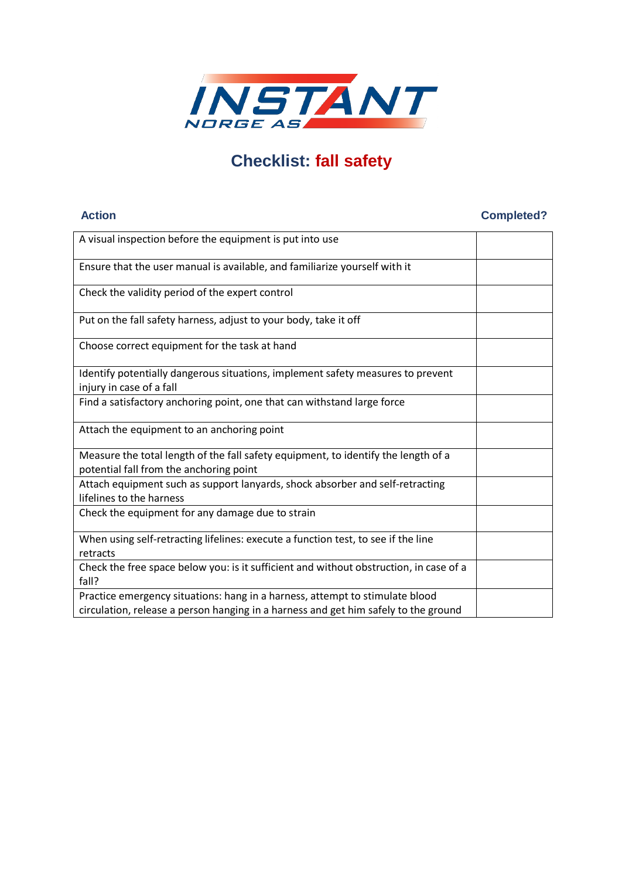INSTANT NORGE AS

# Checklist: fall safety

| Action | Completed? |
|---|---|
| A visual inspection before the equipment is put into use | |
| Ensure that the user manual is available, and familiarize yourself with it | |
| Check the validity period of the expert control | |
| Put on the fall safety harness, adjust to your body, take it off | |
| Choose correct equipment for the task at hand | |
| Identify potentially dangerous situations, implement safety measures to prevent injury in case of a fall | |
| Find a satisfactory anchoring point, one that can withstand large force | |
| Attach the equipment to an anchoring point | |
| Measure the total length of the fall safety equipment, to identify the length of a potential fall from the anchoring point | |
| Attach equipment such as support lanyards, shock absorber and self-retracting lifelines to the harness | |
| Check the equipment for any damage due to strain | |
| When using self-retracting lifelines: execute a function test, to see if the line retracts | |
| Check the free space below you: is it sufficient and without obstruction, in case of a fall? | |
| Practice emergency situations: hang in a harness, attempt to stimulate blood circulation, release a person hanging in a harness and get him safely to the ground | |